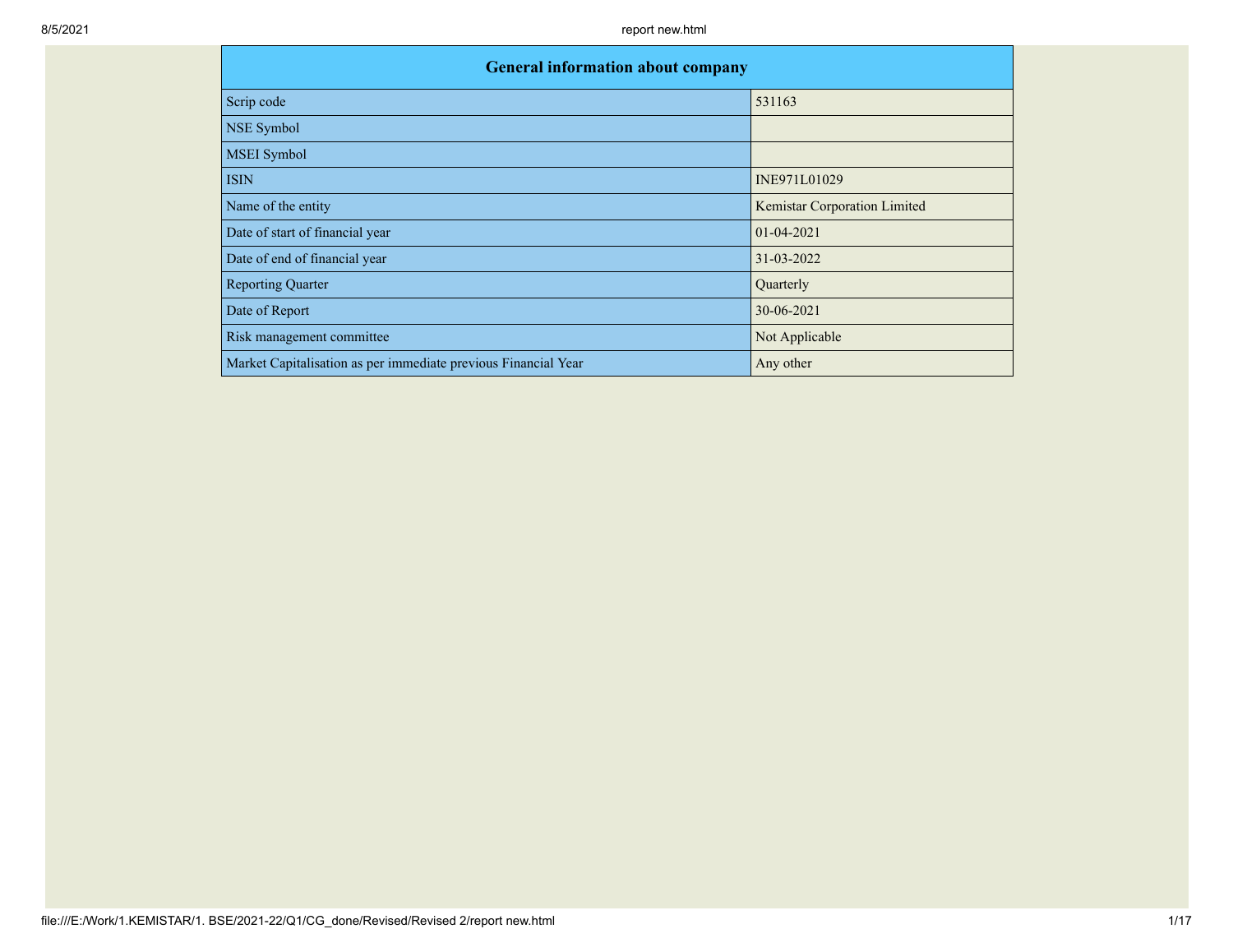| General information about company | |
|---|---|
| Scrip code | 531163 |
| NSE Symbol | |
| MSEI Symbol | |
| ISIN | INE971L01029 |
| Name of the entity | Kemistar Corporation Limited |
| Date of start of financial year | 01-04-2021 |
| Date of end of financial year | 31-03-2022 |
| Reporting Quarter | Quarterly |
| Date of Report | 30-06-2021 |
| Risk management committee | Not Applicable |
| Market Capitalisation as per immediate previous Financial Year | Any other |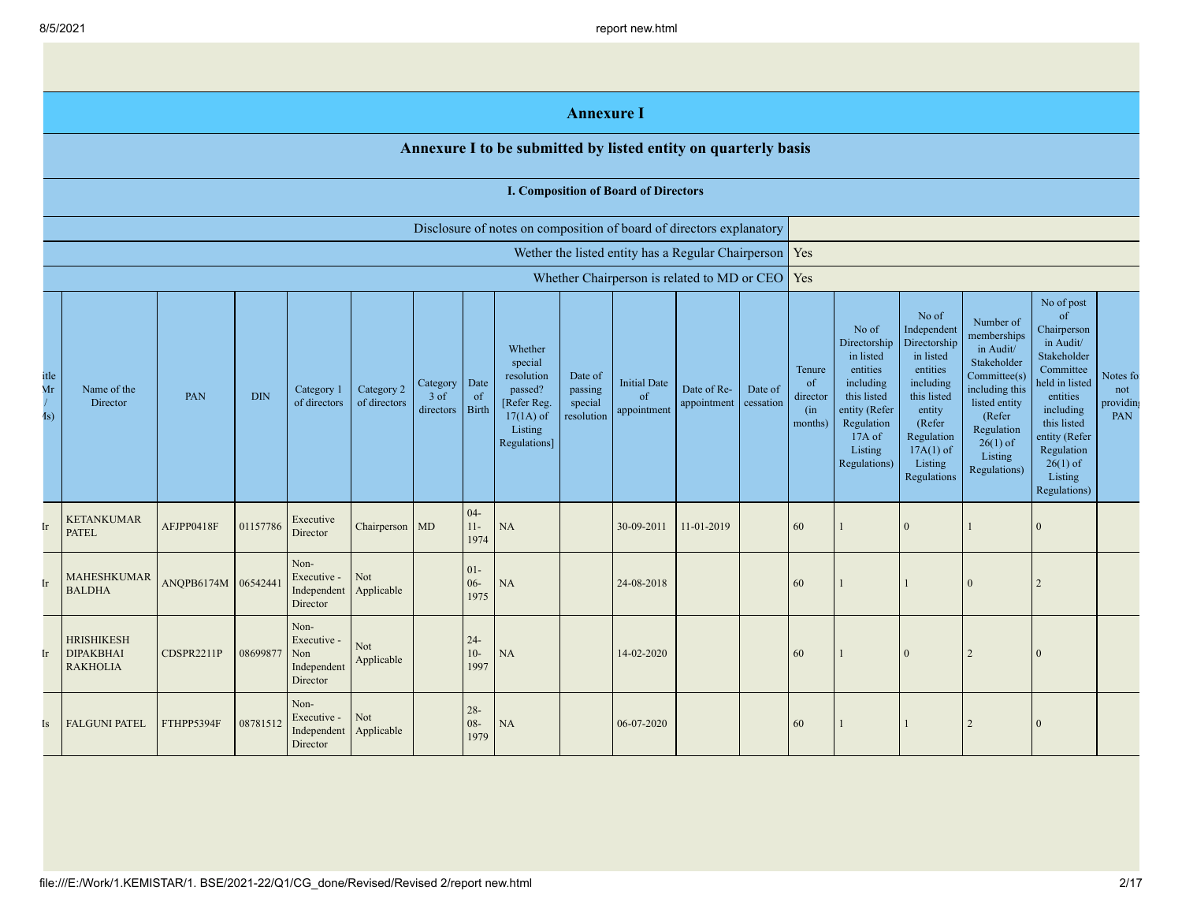# Annexure I

## Annexure I to be submitted by listed entity on quarterly basis

### I. Composition of Board of Directors

| Disclosure of notes on composition of board of directors explanatory | |
|---|---|
| Wether the listed entity has a Regular Chairperson | Yes |
| Whether Chairperson is related to MD or CEO | Yes |

| Title (Mr / Ms) | Name of the Director | PAN | DIN | Category 1 of directors | Category 2 of directors | Category 3 of directors | Date of Birth | Whether special resolution passed? [Refer Reg. 17(1A) of Listing Regulations] | Date of passing special resolution | Initial Date of appointment | Date of Re-appointment | Date of cessation | Tenure of director (in months) | No of Directorship in listed entities including this listed entity (Refer Regulation 17A of Listing Regulations) | No of Independent Directorship in listed entities including this listed entity (Refer Regulation 17A(1) of Listing Regulations | Number of memberships in Audit/ Stakeholder Committee(s) including this listed entity (Refer Regulation 26(1) of Listing Regulations) | No of post of Chairperson in Audit/ Stakeholder Committee held in listed entities including this listed entity (Refer Regulation 26(1) of Listing Regulations) | Notes for not providing PAN |
|---|---|---|---|---|---|---|---|---|---|---|---|---|---|---|---|---|---|---|
| Mr | KETANKUMAR PATEL | AFJPP0418F | 01157786 | Executive Director | Chairperson | MD | 04-11-1974 | NA | | 30-09-2011 | 11-01-2019 | | 60 | 1 | 0 | 1 | 0 | |
| Mr | MAHESHKUMAR BALDHA | ANQPB6174M | 06542441 | Non-Executive - Independent Director | Not Applicable | | 01-06-1975 | NA | | 24-08-2018 | | | 60 | 1 | 1 | 0 | 2 | |
| Mr | HRISHIKESH DIPAKBHAI RAKHOLIA | CDSPR2211P | 08699877 | Non-Executive - Non Independent Director | Not Applicable | | 24-10-1997 | NA | | 14-02-2020 | | | 60 | 1 | 0 | 2 | 0 | |
| Ms | FALGUNI PATEL | FTHPP5394F | 08781512 | Non-Executive - Independent Director | Not Applicable | | 28-08-1979 | NA | | 06-07-2020 | | | 60 | 1 | 1 | 2 | 0 | |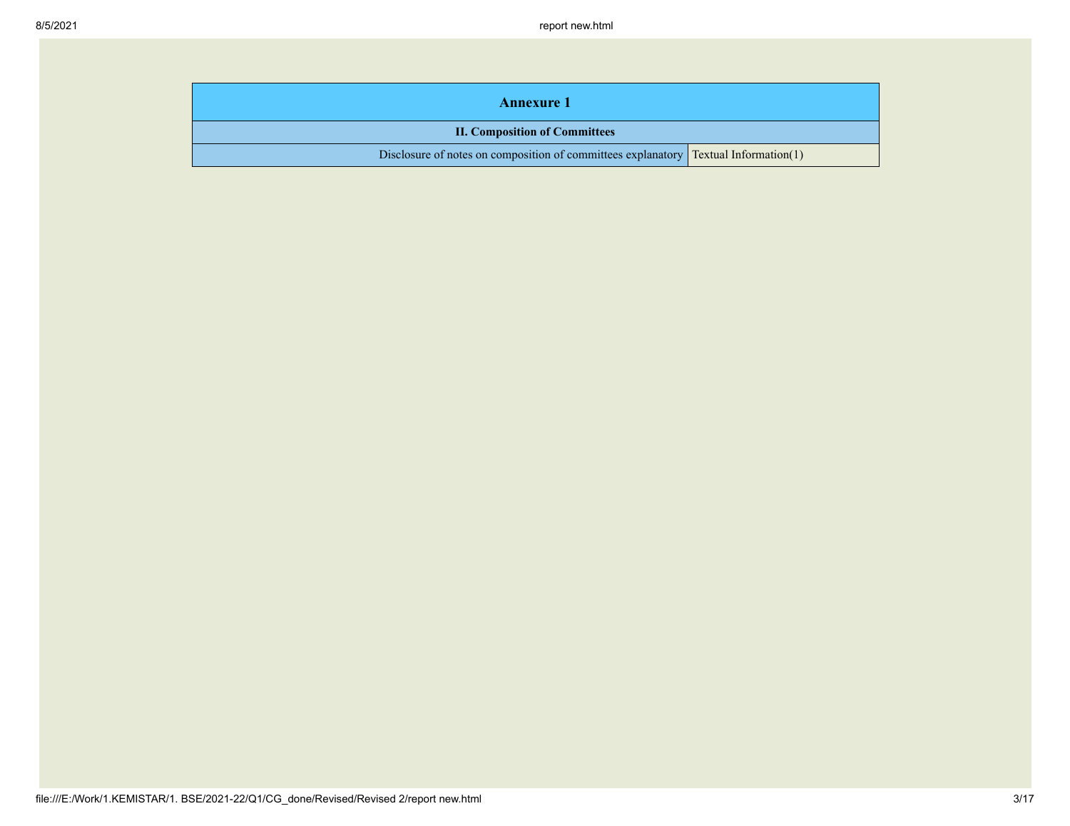| Annexure 1 | |
|---|---|
| **II. Composition of Committees** | |
| Disclosure of notes on composition of committees explanatory | Textual Information(1) |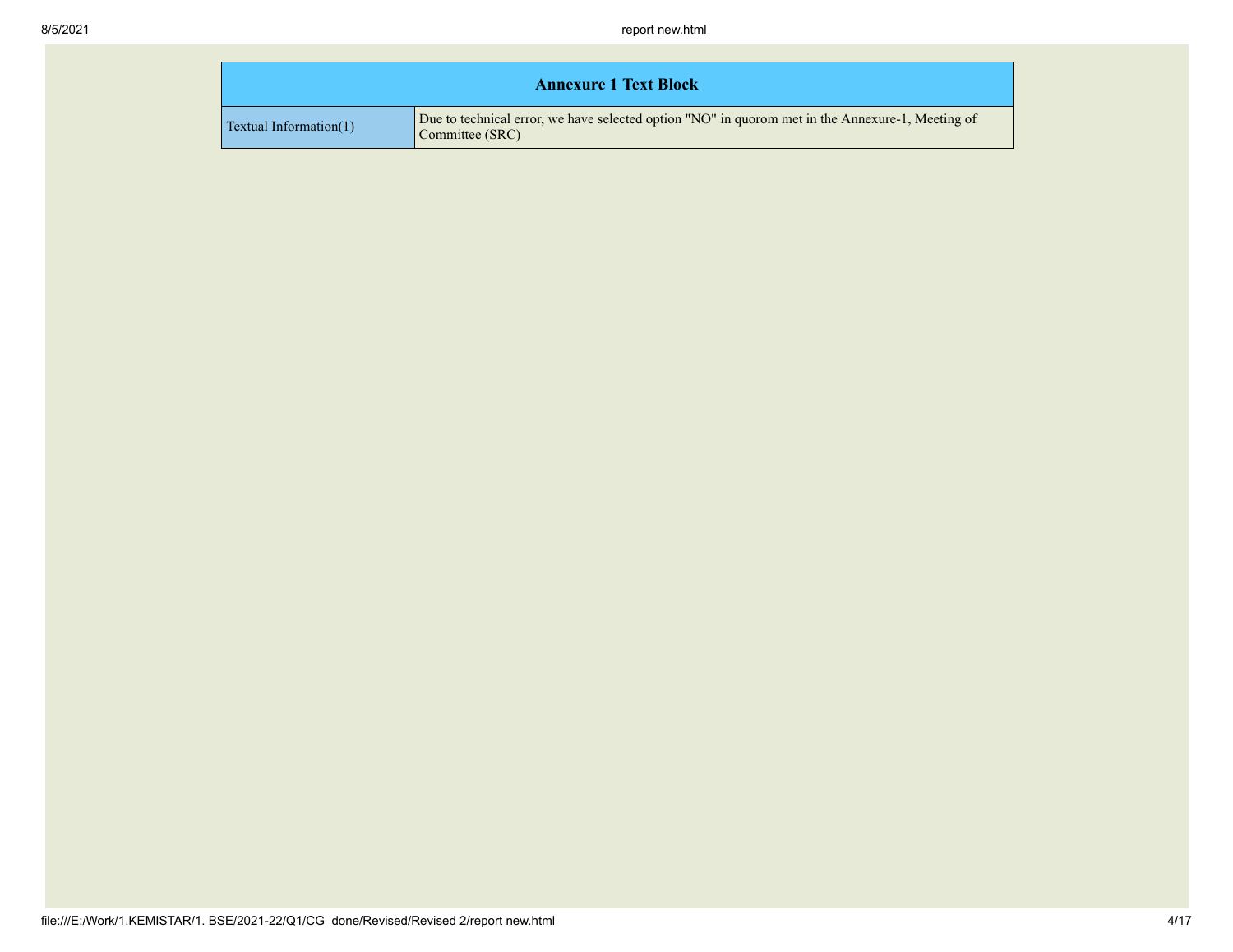| Annexure 1 Text Block | |
|---|---|
| Textual Information(1) | Due to technical error, we have selected option "NO" in quorom met in the Annexure-1, Meeting of Committee (SRC) |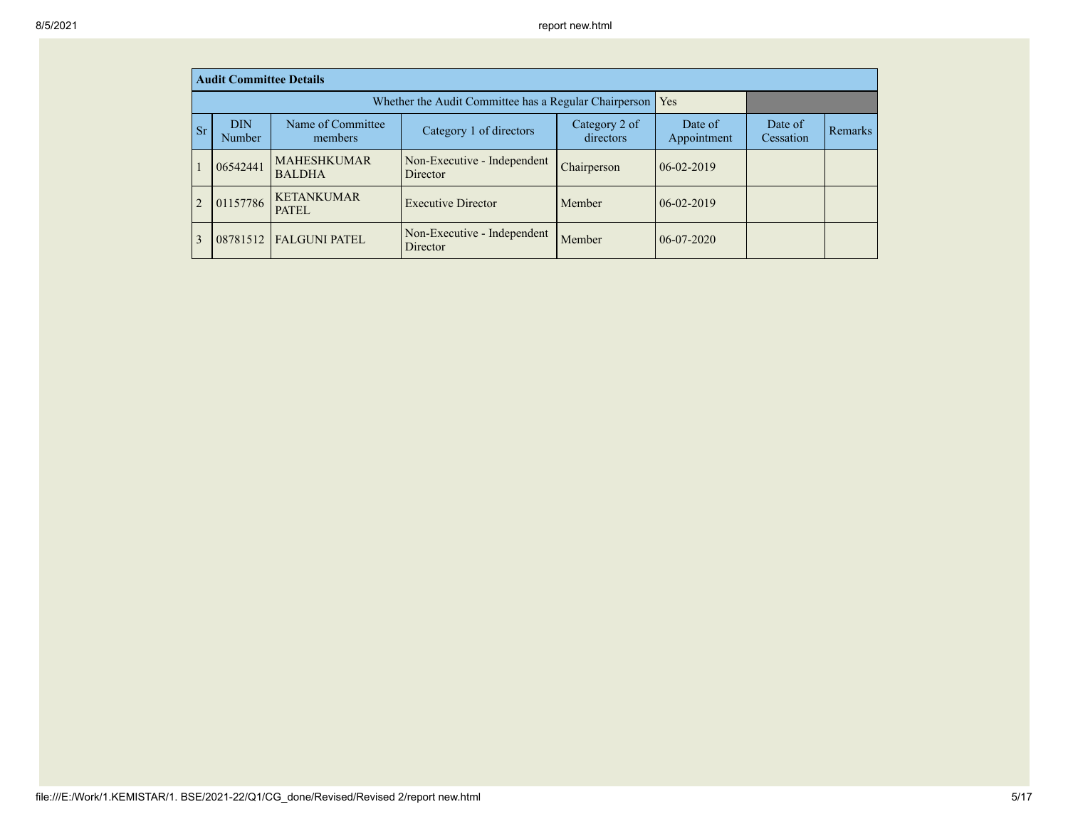**Audit Committee Details**

| | | | | Whether the Audit Committee has a Regular Chairperson | Yes | | |
|---|---|---|---|---|---|---|---|
| Sr | DIN Number | Name of Committee members | Category 1 of directors | Category 2 of directors | Date of Appointment | Date of Cessation | Remarks |
| 1 | 06542441 | MAHESHKUMAR BALDHA | Non-Executive - Independent Director | Chairperson | 06-02-2019 | | |
| 2 | 01157786 | KETANKUMAR PATEL | Executive Director | Member | 06-02-2019 | | |
| 3 | 08781512 | FALGUNI PATEL | Non-Executive - Independent Director | Member | 06-07-2020 | | |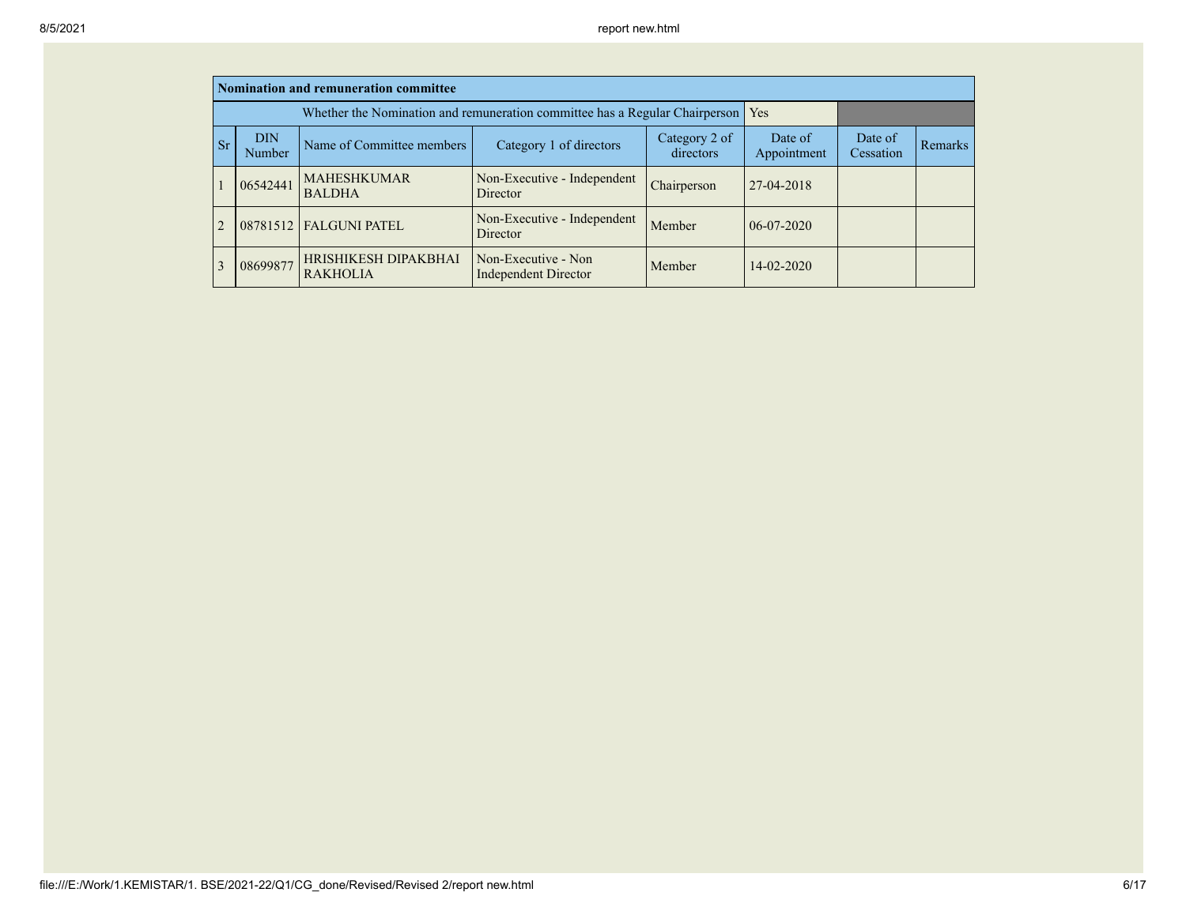| Nomination and remuneration committee | | | | | | | |
|---|---|---|---|---|---|---|---|
| Whether the Nomination and remuneration committee has a Regular Chairperson | | | | | Yes | | |
| Sr | DIN Number | Name of Committee members | Category 1 of directors | Category 2 of directors | Date of Appointment | Date of Cessation | Remarks |
| 1 | 06542441 | MAHESHKUMAR BALDHA | Non-Executive - Independent Director | Chairperson | 27-04-2018 | | |
| 2 | 08781512 | FALGUNI PATEL | Non-Executive - Independent Director | Member | 06-07-2020 | | |
| 3 | 08699877 | HRISHIKESH DIPAKBHAI RAKHOLIA | Non-Executive - Non Independent Director | Member | 14-02-2020 | | |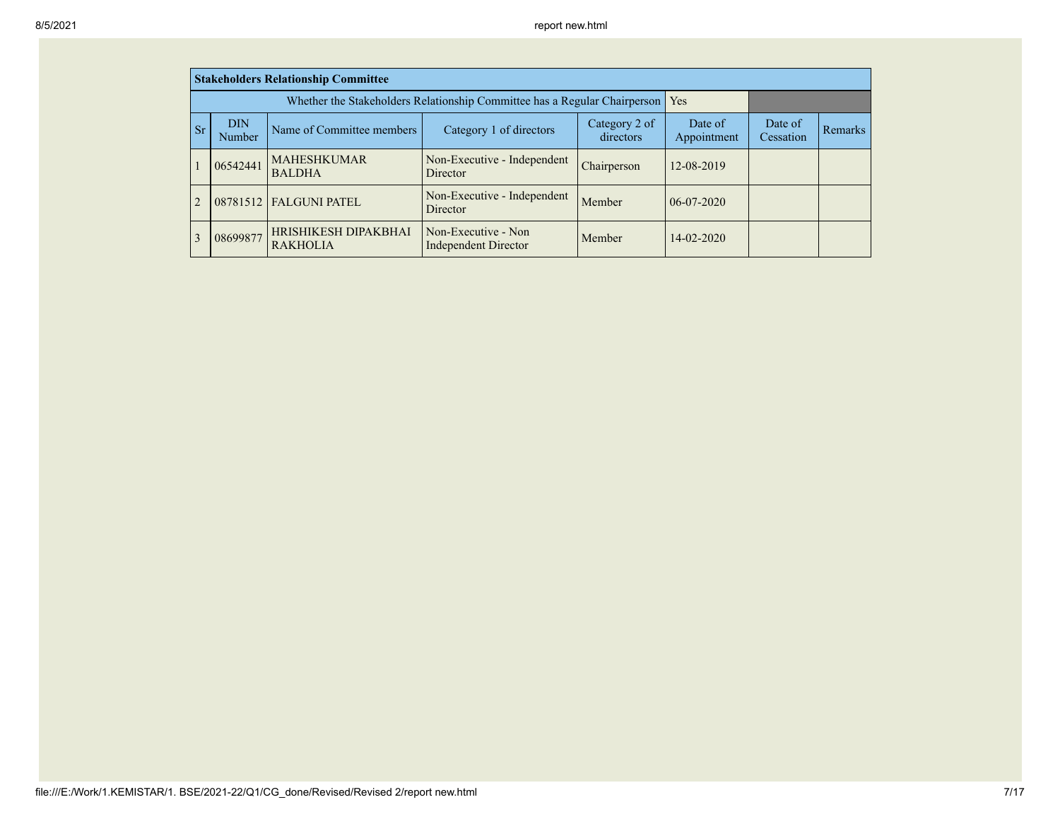| Stakeholders Relationship Committee | | | | | | | |
|---|---|---|---|---|---|---|---|
| Whether the Stakeholders Relationship Committee has a Regular Chairperson | | | | | Yes | | |
| Sr | DIN Number | Name of Committee members | Category 1 of directors | Category 2 of directors | Date of Appointment | Date of Cessation | Remarks |
| 1 | 06542441 | MAHESHKUMAR BALDHA | Non-Executive - Independent Director | Chairperson | 12-08-2019 | | |
| 2 | 08781512 | FALGUNI PATEL | Non-Executive - Independent Director | Member | 06-07-2020 | | |
| 3 | 08699877 | HRISHIKESH DIPAKBHAI RAKHOLIA | Non-Executive - Non Independent Director | Member | 14-02-2020 | | |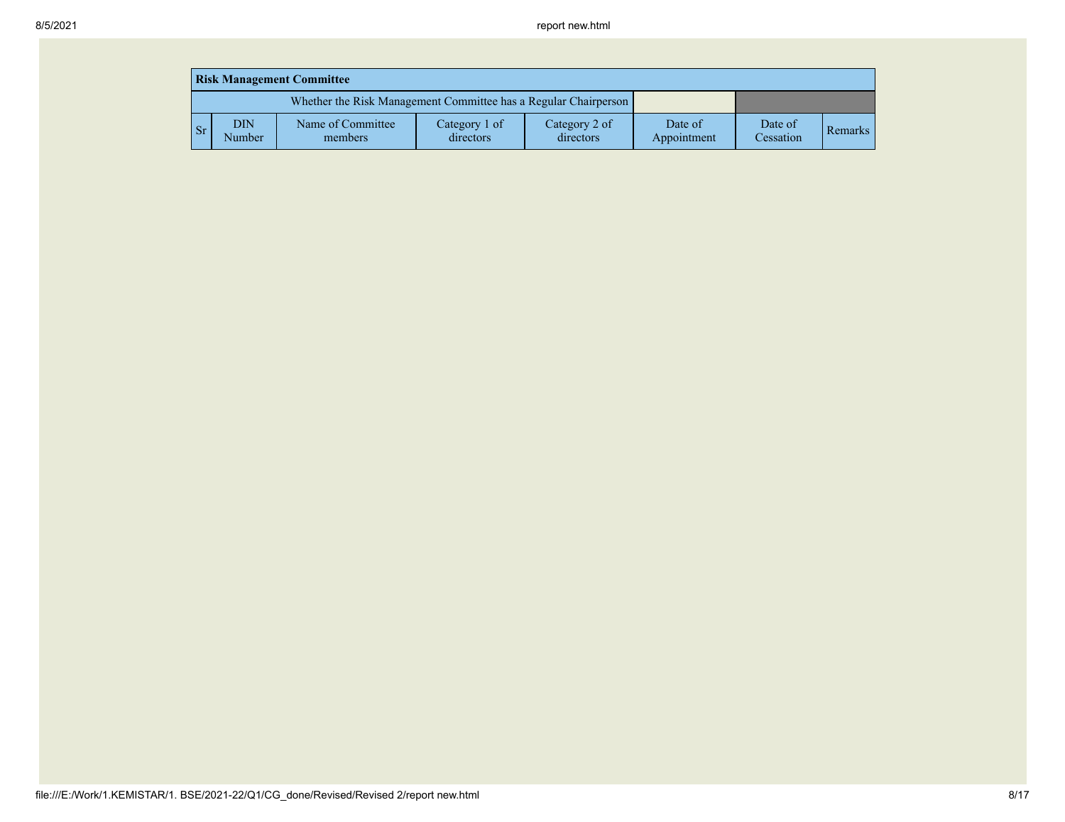| Risk Management Committee | | | | | | | |
|---|---|---|---|---|---|---|---|
| Whether the Risk Management Committee has a Regular Chairperson | | | | | | | |
| Sr | DIN Number | Name of Committee members | Category 1 of directors | Category 2 of directors | Date of Appointment | Date of Cessation | Remarks |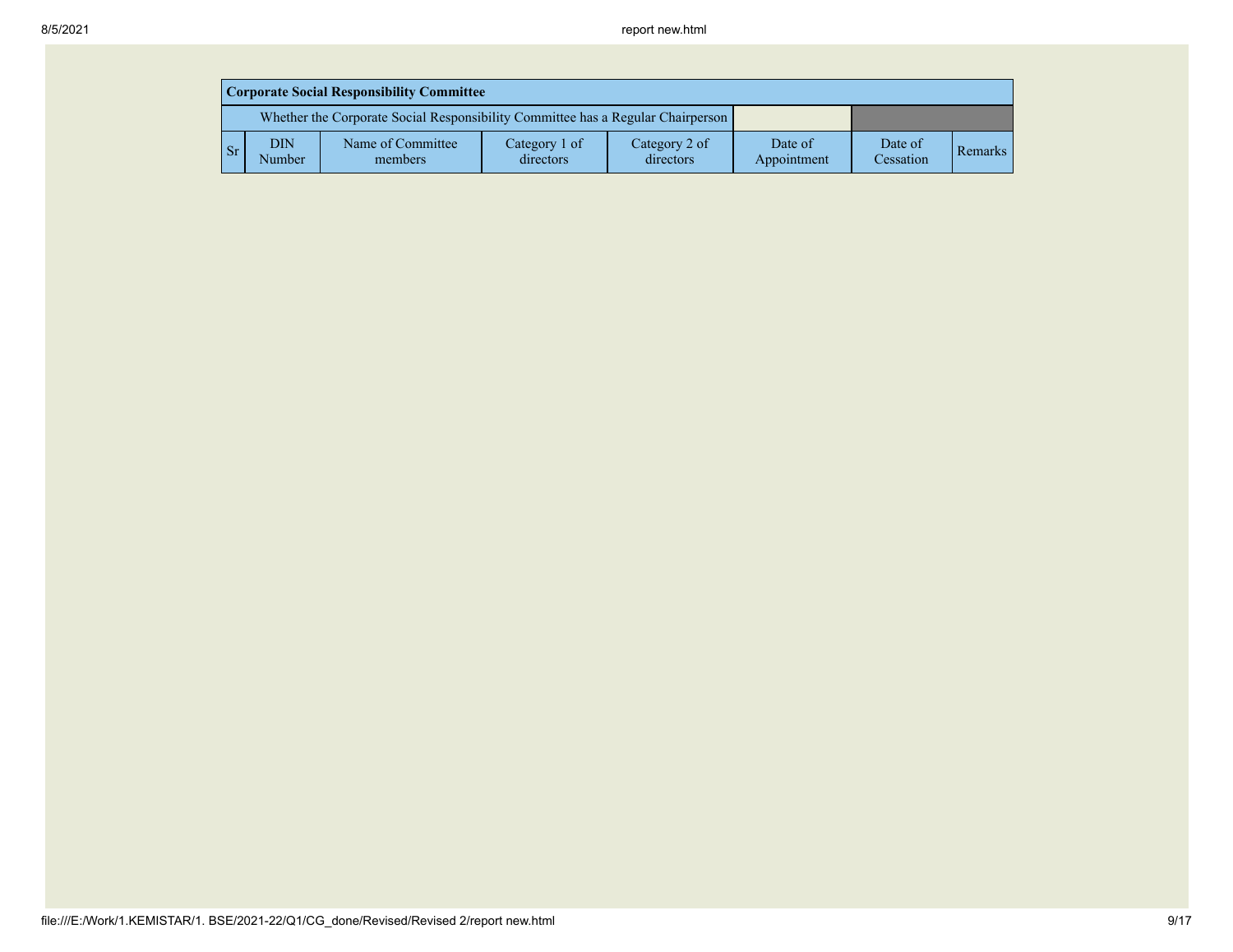| Corporate Social Responsibility Committee | | | | | | | |
|---|---|---|---|---|---|---|---|
| Whether the Corporate Social Responsibility Committee has a Regular Chairperson | | | | | | | |
| Sr | DIN Number | Name of Committee members | Category 1 of directors | Category 2 of directors | Date of Appointment | Date of Cessation | Remarks |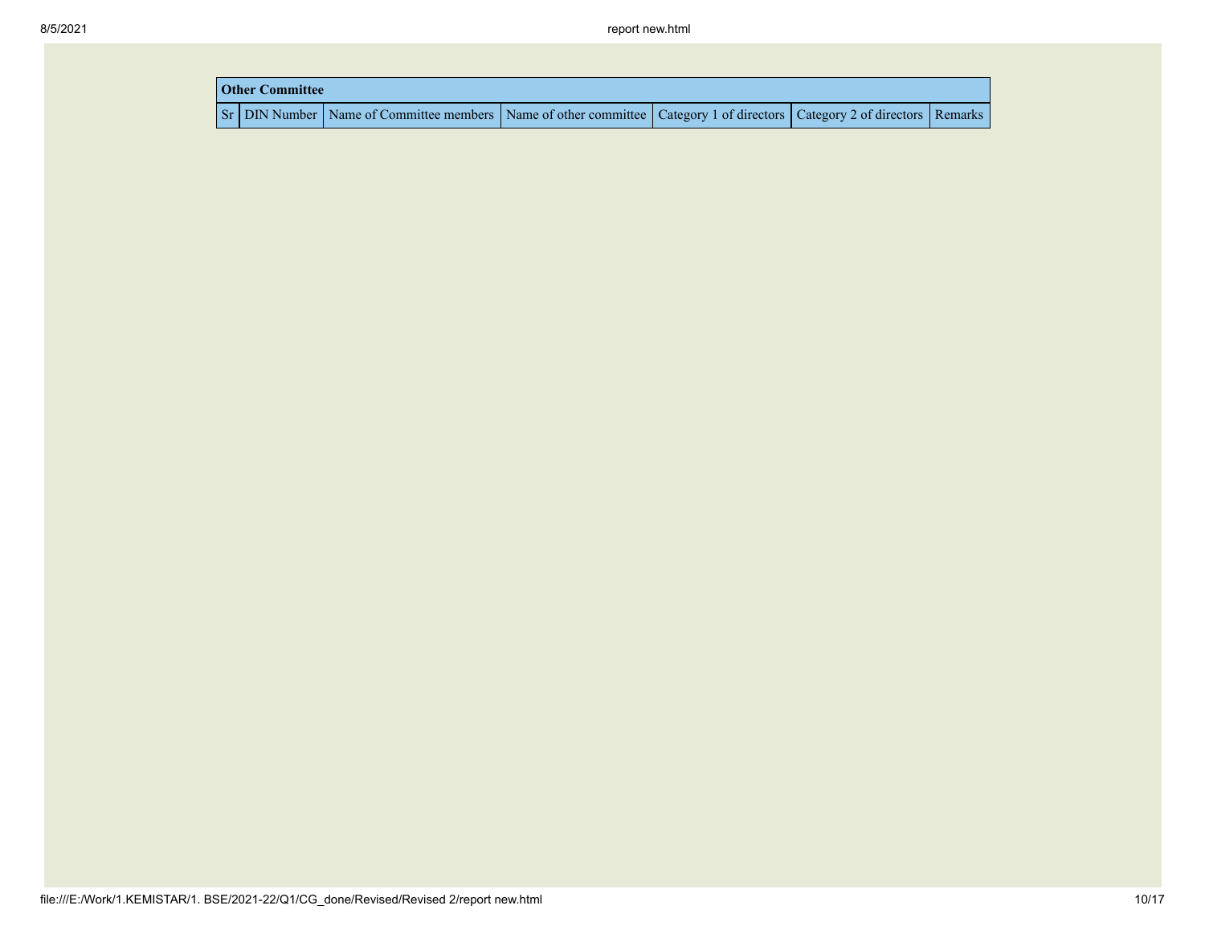| Other Committee | | | | | | |
|---|---|---|---|---|---|---|
| Sr | DIN Number | Name of Committee members | Name of other committee | Category 1 of directors | Category 2 of directors | Remarks |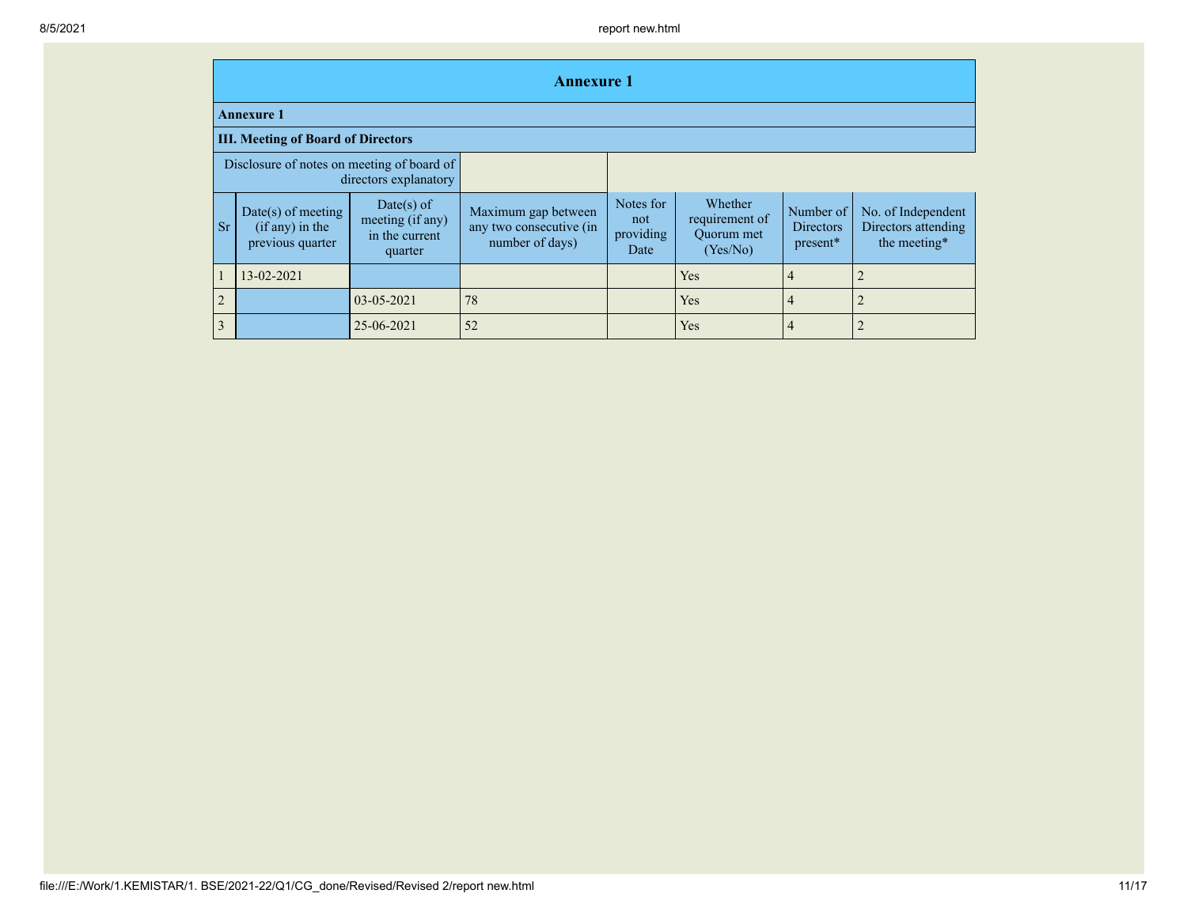## Annexure 1

### Annexure 1

### III. Meeting of Board of Directors

| Disclosure of notes on meeting of board of directors explanatory | |
|---|---|

| Sr | Date(s) of meeting (if any) in the previous quarter | Date(s) of meeting (if any) in the current quarter | Maximum gap between any two consecutive (in number of days) | Notes for not providing Date | Whether requirement of Quorum met (Yes/No) | Number of Directors present* | No. of Independent Directors attending the meeting* |
|---|---|---|---|---|---|---|---|
| 1 | 13-02-2021 | | | | Yes | 4 | 2 |
| 2 | | 03-05-2021 | 78 | | Yes | 4 | 2 |
| 3 | | 25-06-2021 | 52 | | Yes | 4 | 2 |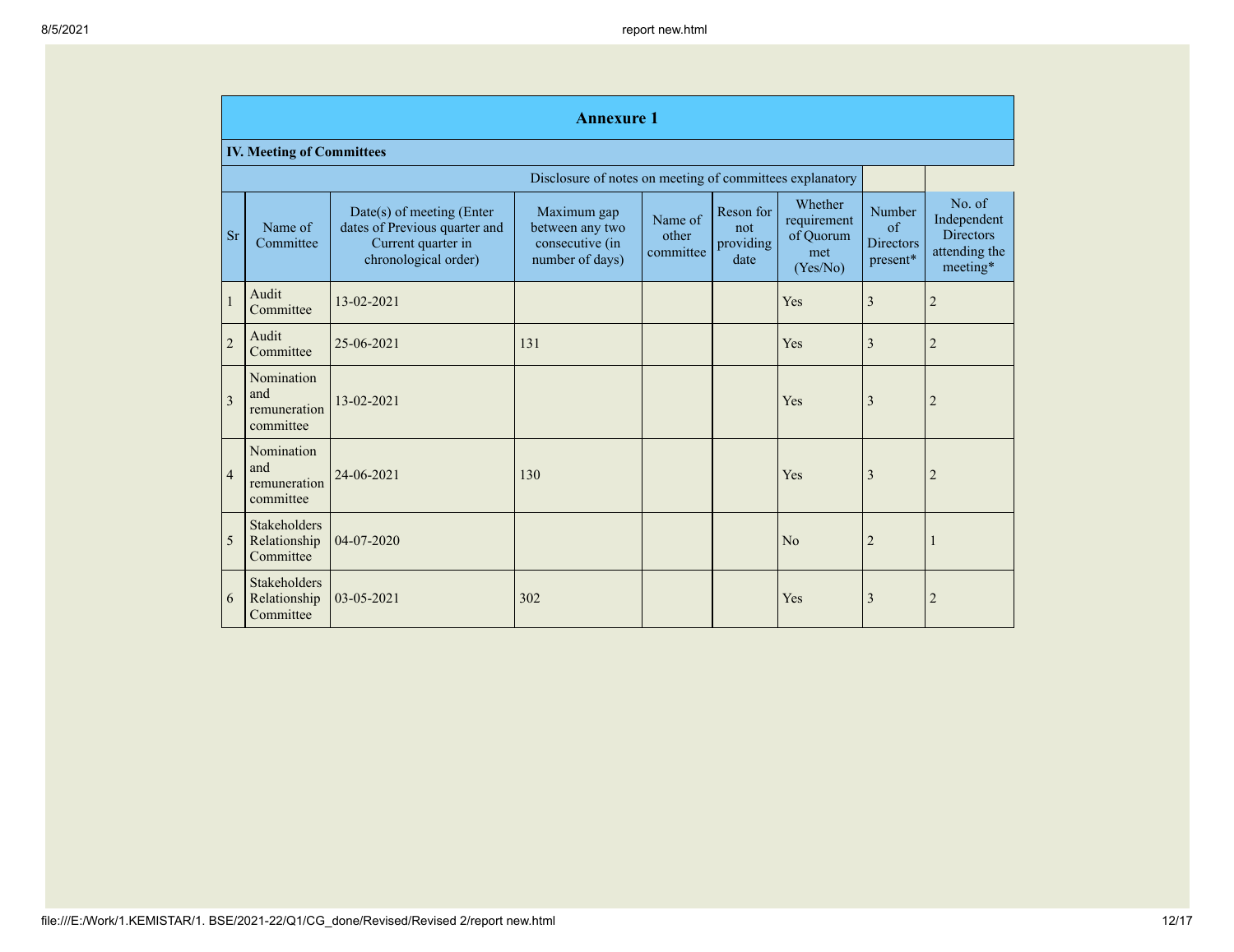| Annexure 1 | | | | | | | | |
|---|---|---|---|---|---|---|---|---|
| **IV. Meeting of Committees** | | | | | | | | |
| Disclosure of notes on meeting of committees explanatory | | | | | | | | |
| Sr | Name of Committee | Date(s) of meeting (Enter dates of Previous quarter and Current quarter in chronological order) | Maximum gap between any two consecutive (in number of days) | Name of other committee | Reson for not providing date | Whether requirement of Quorum met (Yes/No) | Number of Directors present* | No. of Independent Directors attending the meeting* |
| 1 | Audit Committee | 13-02-2021 | | | | Yes | 3 | 2 |
| 2 | Audit Committee | 25-06-2021 | 131 | | | Yes | 3 | 2 |
| 3 | Nomination and remuneration committee | 13-02-2021 | | | | Yes | 3 | 2 |
| 4 | Nomination and remuneration committee | 24-06-2021 | 130 | | | Yes | 3 | 2 |
| 5 | Stakeholders Relationship Committee | 04-07-2020 | | | | No | 2 | 1 |
| 6 | Stakeholders Relationship Committee | 03-05-2021 | 302 | | | Yes | 3 | 2 |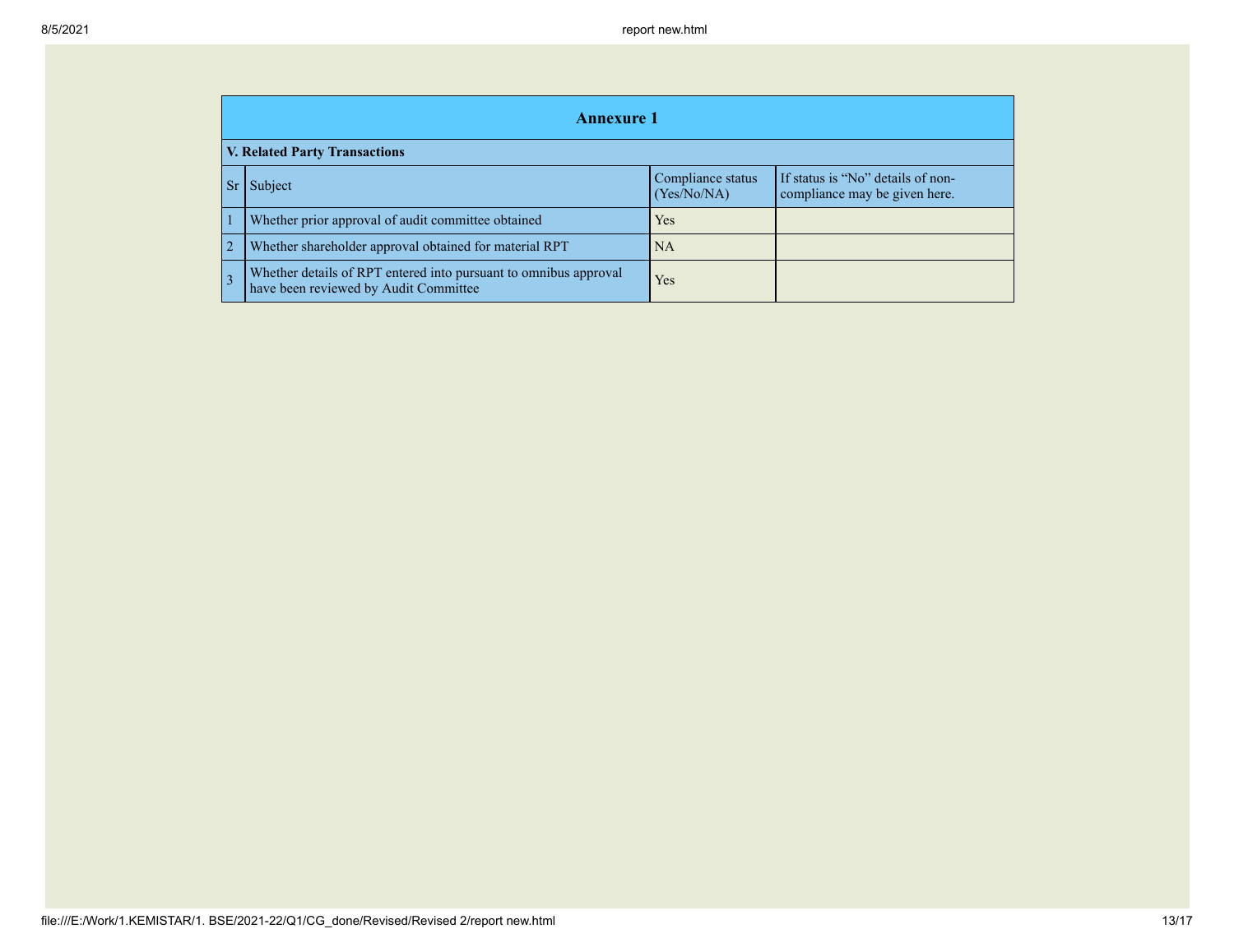## Annexure 1

### V. Related Party Transactions

| Sr | Subject | Compliance status (Yes/No/NA) | If status is "No" details of non-compliance may be given here. |
|---|---|---|---|
| 1 | Whether prior approval of audit committee obtained | Yes | |
| 2 | Whether shareholder approval obtained for material RPT | NA | |
| 3 | Whether details of RPT entered into pursuant to omnibus approval have been reviewed by Audit Committee | Yes | |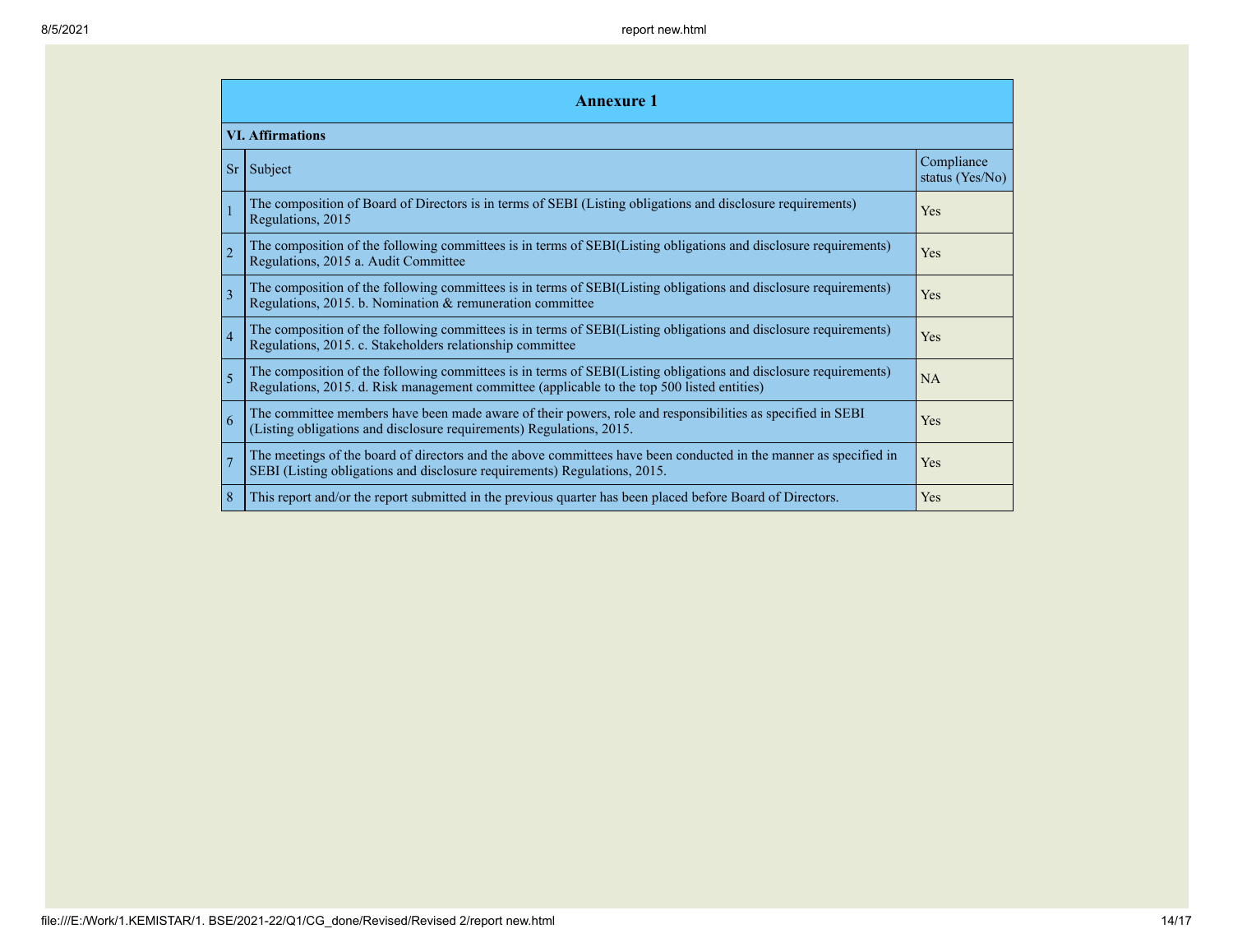## Annexure 1

### VI. Affirmations

| Sr | Subject | Compliance status (Yes/No) |
|---|---|---|
| 1 | The composition of Board of Directors is in terms of SEBI (Listing obligations and disclosure requirements) Regulations, 2015 | Yes |
| 2 | The composition of the following committees is in terms of SEBI(Listing obligations and disclosure requirements) Regulations, 2015 a. Audit Committee | Yes |
| 3 | The composition of the following committees is in terms of SEBI(Listing obligations and disclosure requirements) Regulations, 2015. b. Nomination & remuneration committee | Yes |
| 4 | The composition of the following committees is in terms of SEBI(Listing obligations and disclosure requirements) Regulations, 2015. c. Stakeholders relationship committee | Yes |
| 5 | The composition of the following committees is in terms of SEBI(Listing obligations and disclosure requirements) Regulations, 2015. d. Risk management committee (applicable to the top 500 listed entities) | NA |
| 6 | The committee members have been made aware of their powers, role and responsibilities as specified in SEBI (Listing obligations and disclosure requirements) Regulations, 2015. | Yes |
| 7 | The meetings of the board of directors and the above committees have been conducted in the manner as specified in SEBI (Listing obligations and disclosure requirements) Regulations, 2015. | Yes |
| 8 | This report and/or the report submitted in the previous quarter has been placed before Board of Directors. | Yes |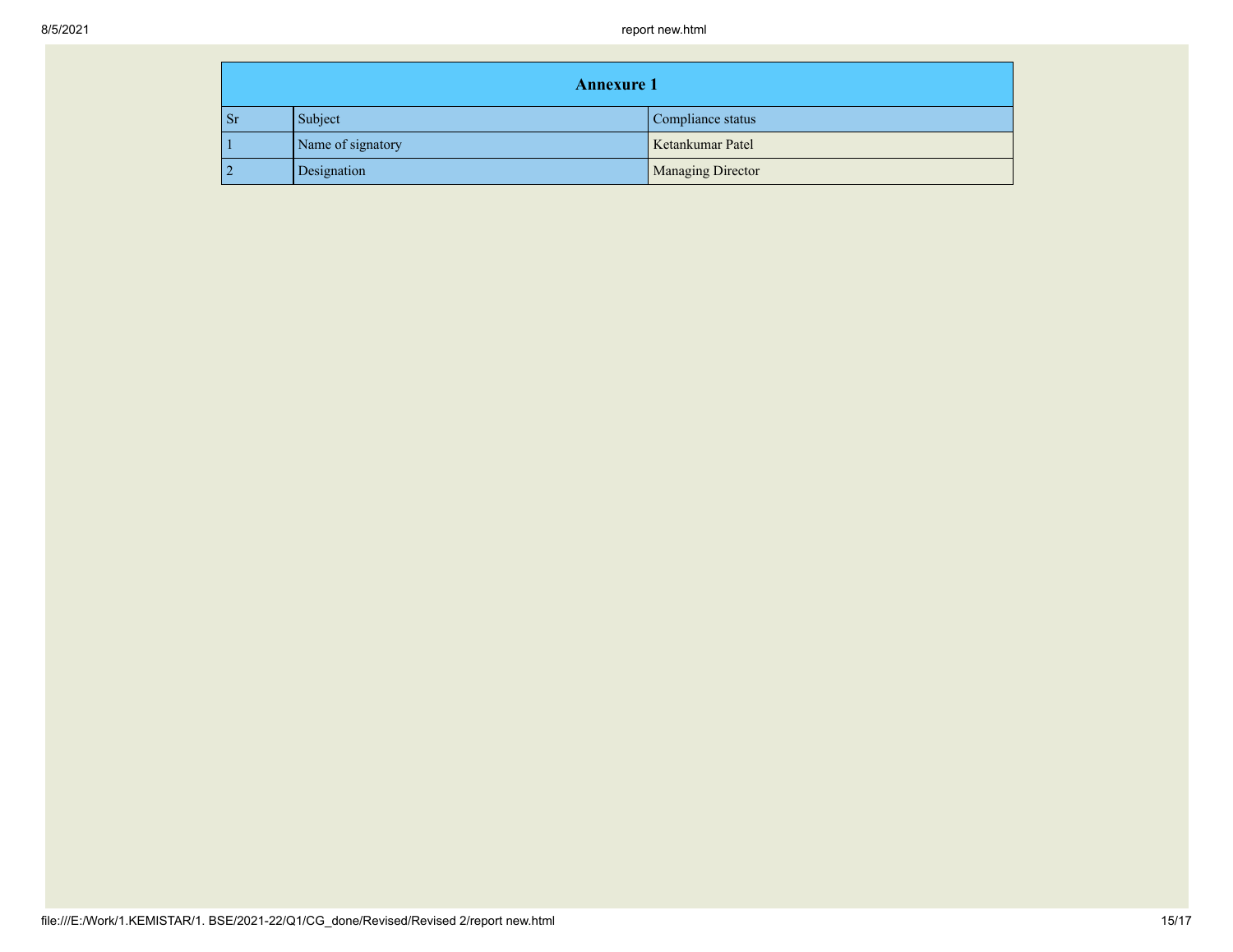| Annexure 1 | | |
|---|---|---|
| Sr | Subject | Compliance status |
| 1 | Name of signatory | Ketankumar Patel |
| 2 | Designation | Managing Director |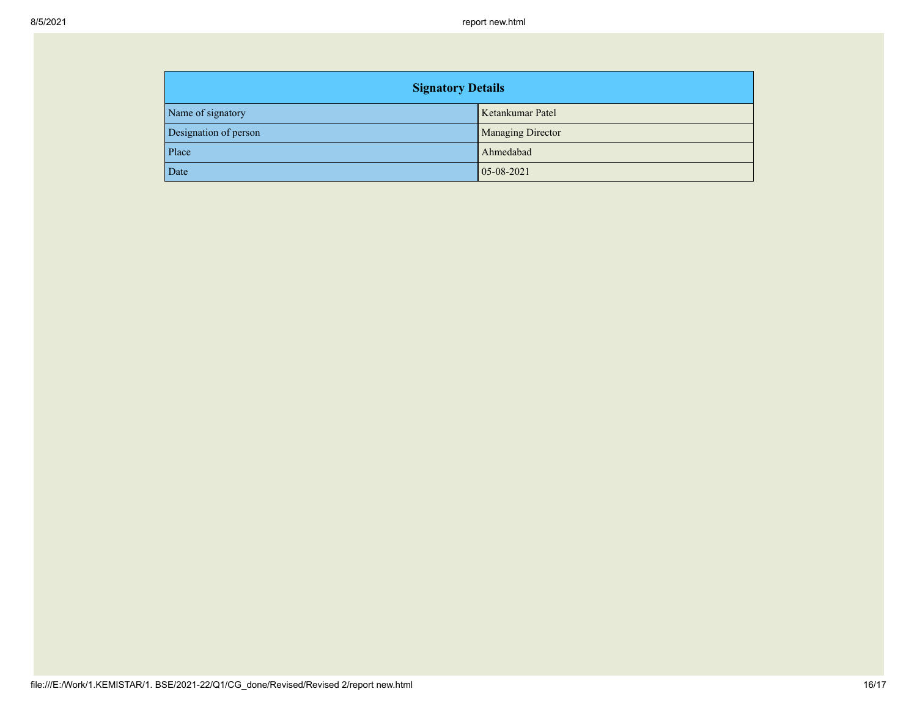| Signatory Details | |
|---|---|
| Name of signatory | Ketankumar Patel |
| Designation of person | Managing Director |
| Place | Ahmedabad |
| Date | 05-08-2021 |